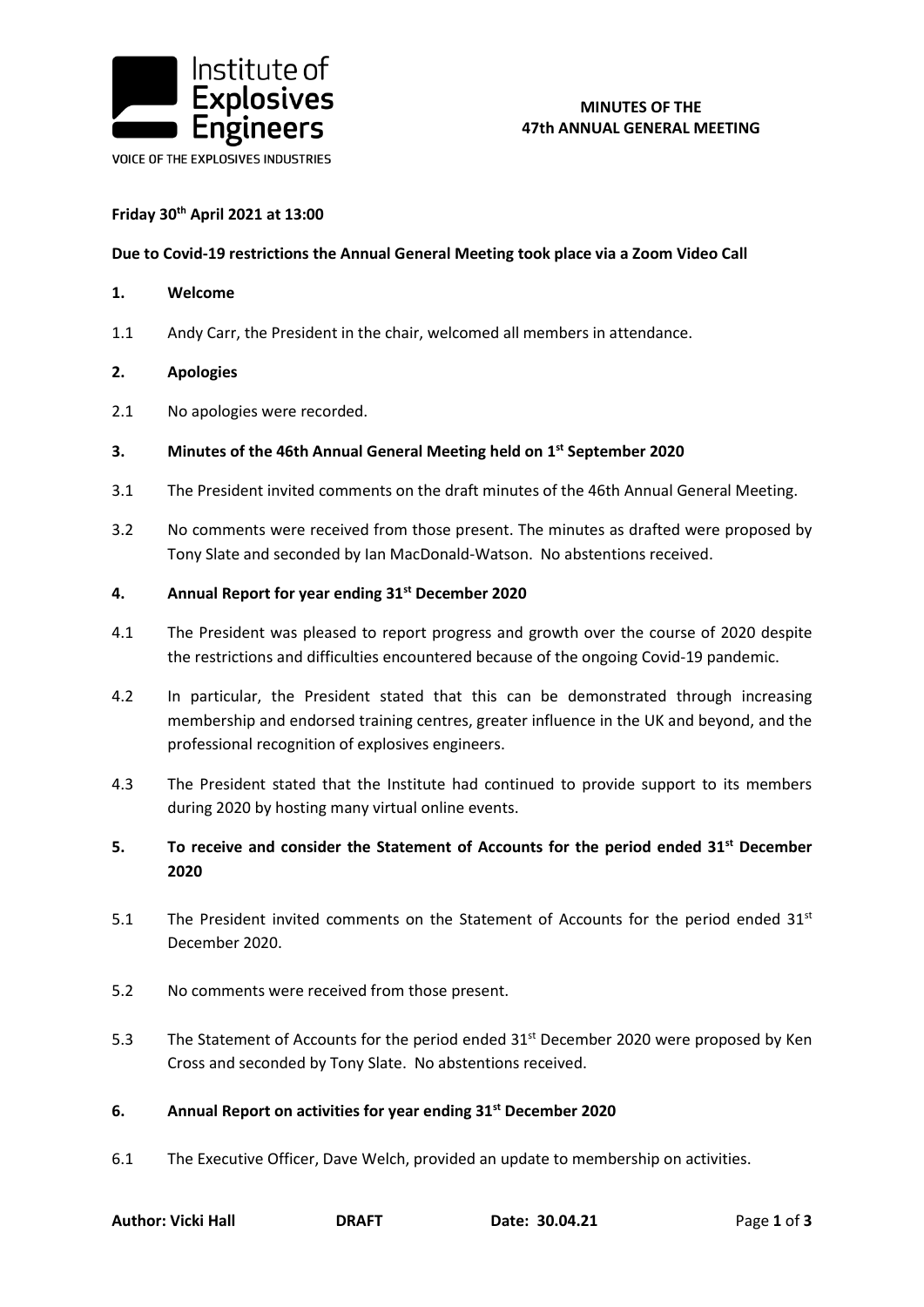Institute of Explosives Engineers

VOICE OF THE EXPLOSIVES INDUSTRIES

**MINUTES OF THE 47th ANNUAL GENERAL MEETING**

**Friday 30th April 2021 at 13:00**

**Due to Covid-19 restrictions the Annual General Meeting took place via a Zoom Video Call**

**1. Welcome**

1.1 Andy Carr, the President in the chair, welcomed all members in attendance.

**2. Apologies**

2.1 No apologies were recorded.

**3. Minutes of the 46th Annual General Meeting held on 1st September 2020**

3.1 The President invited comments on the draft minutes of the 46th Annual General Meeting.

3.2 No comments were received from those present. The minutes as drafted were proposed by Tony Slate and seconded by Ian MacDonald-Watson. No abstentions received.

**4. Annual Report for year ending 31st December 2020**

4.1 The President was pleased to report progress and growth over the course of 2020 despite the restrictions and difficulties encountered because of the ongoing Covid-19 pandemic.

4.2 In particular, the President stated that this can be demonstrated through increasing membership and endorsed training centres, greater influence in the UK and beyond, and the professional recognition of explosives engineers.

4.3 The President stated that the Institute had continued to provide support to its members during 2020 by hosting many virtual online events.

**5. To receive and consider the Statement of Accounts for the period ended 31st December 2020**

5.1 The President invited comments on the Statement of Accounts for the period ended 31st December 2020.

5.2 No comments were received from those present.

5.3 The Statement of Accounts for the period ended 31st December 2020 were proposed by Ken Cross and seconded by Tony Slate. No abstentions received.

**6. Annual Report on activities for year ending 31st December 2020**

6.1 The Executive Officer, Dave Welch, provided an update to membership on activities.

**Author: Vicki Hall** **DRAFT** **Date: 30.04.21**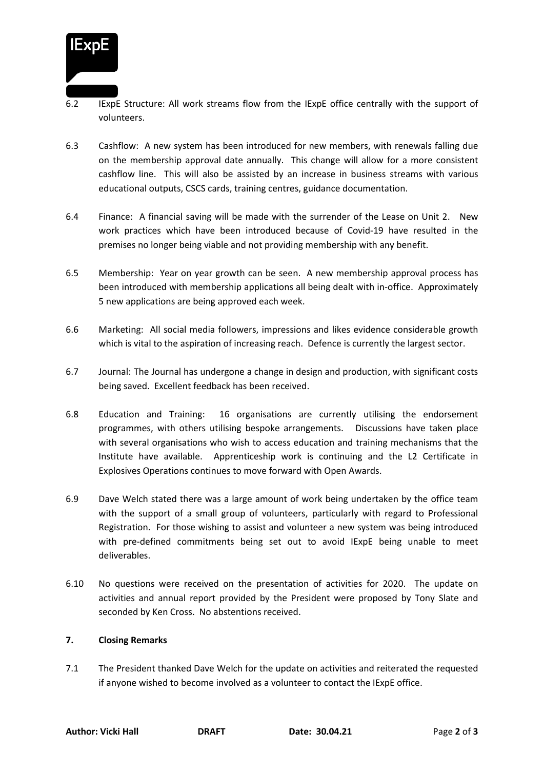6.2 IExpE Structure: All work streams flow from the IExpE office centrally with the support of volunteers.

6.3 Cashflow: A new system has been introduced for new members, with renewals falling due on the membership approval date annually. This change will allow for a more consistent cashflow line. This will also be assisted by an increase in business streams with various educational outputs, CSCS cards, training centres, guidance documentation.

6.4 Finance: A financial saving will be made with the surrender of the Lease on Unit 2. New work practices which have been introduced because of Covid-19 have resulted in the premises no longer being viable and not providing membership with any benefit.

6.5 Membership: Year on year growth can be seen. A new membership approval process has been introduced with membership applications all being dealt with in-office. Approximately 5 new applications are being approved each week.

6.6 Marketing: All social media followers, impressions and likes evidence considerable growth which is vital to the aspiration of increasing reach. Defence is currently the largest sector.

6.7 Journal: The Journal has undergone a change in design and production, with significant costs being saved. Excellent feedback has been received.

6.8 Education and Training: 16 organisations are currently utilising the endorsement programmes, with others utilising bespoke arrangements. Discussions have taken place with several organisations who wish to access education and training mechanisms that the Institute have available. Apprenticeship work is continuing and the L2 Certificate in Explosives Operations continues to move forward with Open Awards.

6.9 Dave Welch stated there was a large amount of work being undertaken by the office team with the support of a small group of volunteers, particularly with regard to Professional Registration. For those wishing to assist and volunteer a new system was being introduced with pre-defined commitments being set out to avoid IExpE being unable to meet deliverables.

6.10 No questions were received on the presentation of activities for 2020. The update on activities and annual report provided by the President were proposed by Tony Slate and seconded by Ken Cross. No abstentions received.

**7. Closing Remarks**

7.1 The President thanked Dave Welch for the update on activities and reiterated the requested if anyone wished to become involved as a volunteer to contact the IExpE office.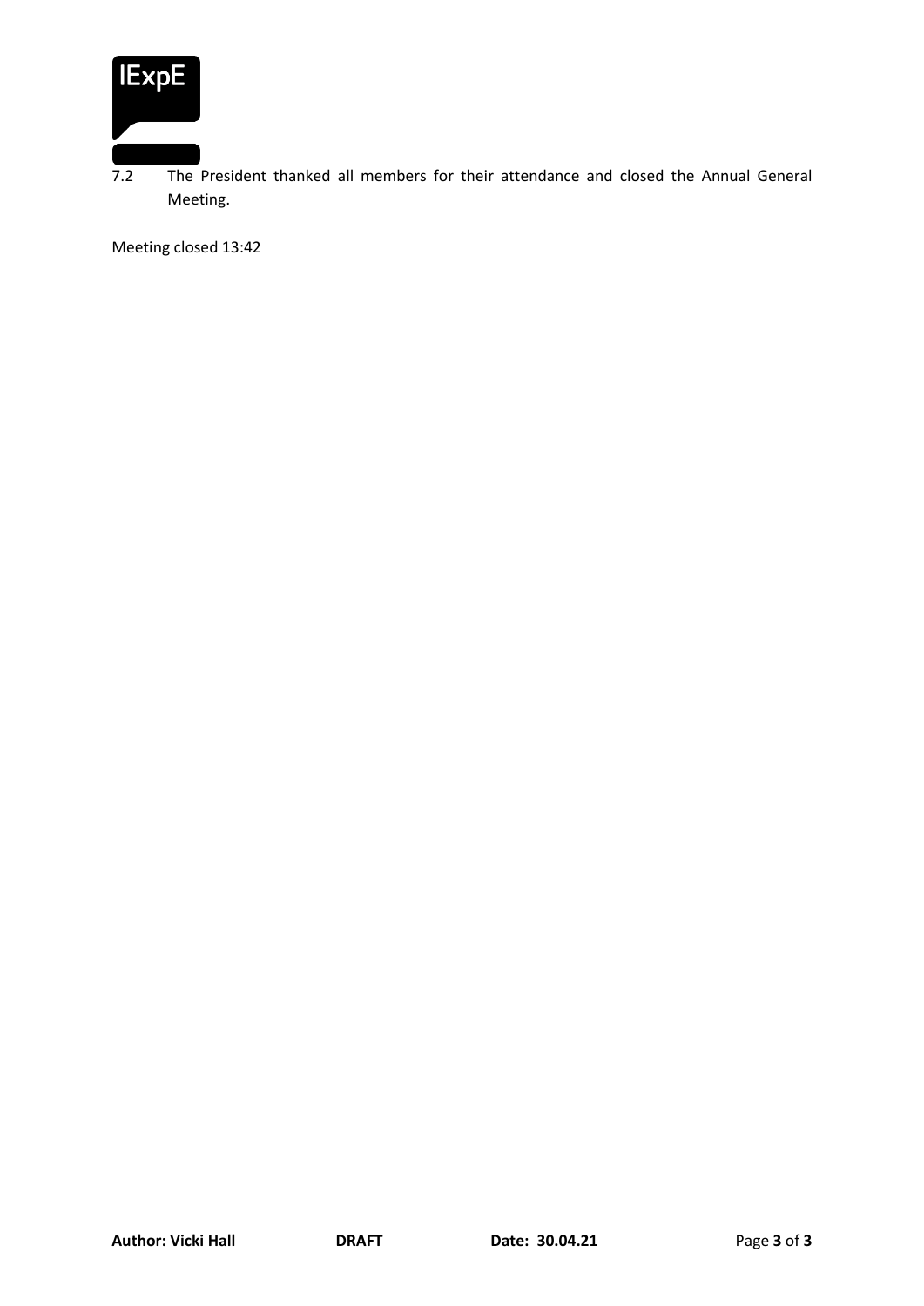7.2 The President thanked all members for their attendance and closed the Annual General Meeting.

Meeting closed 13:42